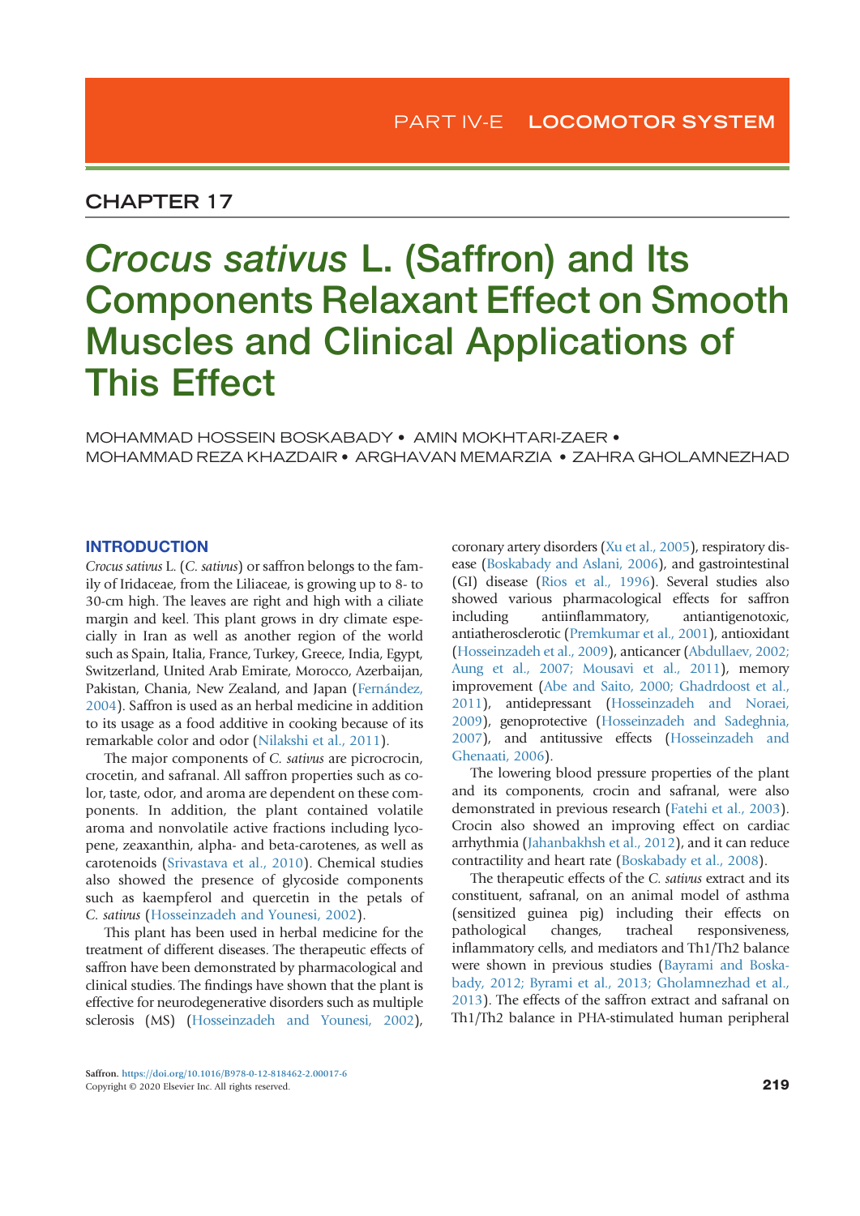PART IV-E LOCOMOTOR SYSTEM

## CHAPTER 17

# *Crocus sativus* L. (Saffron) and Its Components Relaxant Effect on Smooth Muscles and Clinical Applications of This Effect

MOHAMMAD HOSSEIN BOSKABADY • AMIN MOKHTARI-ZAER • MOHAMMAD REZA KHAZDAIR • ARGHAVAN MEMARZIA • ZAHRA GHOLAMNEZHAD

## INTRODUCTION

*Crocus sativus* L. (*C. sativus*) or saffron belongs to the family of Iridaceae, from the Liliaceae, is growing up to 8- to 30-cm high. The leaves are right and high with a ciliate margin and keel. This plant grows in dry climate especially in Iran as well as another region of the world such as Spain, Italia, France, Turkey, Greece, India, Egypt, Switzerland, United Arab Emirate, Morocco, Azerbaijan, Pakistan, Chania, New Zealand, and Japan (Fernández, 2004). Saffron is used as an herbal medicine in addition to its usage as a food additive in cooking because of its remarkable color and odor (Nilakshi et al., 2011).

The major components of *C. sativus* are picrocrocin, crocetin, and safranal. All saffron properties such as color, taste, odor, and aroma are dependent on these components. In addition, the plant contained volatile aroma and nonvolatile active fractions including lycopene, zeaxanthin, alpha- and beta-carotenes, as well as carotenoids (Srivastava et al., 2010). Chemical studies also showed the presence of glycoside components such as kaempferol and quercetin in the petals of *C. sativus* (Hosseinzadeh and Younesi, 2002).

This plant has been used in herbal medicine for the treatment of different diseases. The therapeutic effects of saffron have been demonstrated by pharmacological and clinical studies. The findings have shown that the plant is effective for neurodegenerative disorders such as multiple sclerosis (MS) (Hosseinzadeh and Younesi, 2002), coronary artery disorders (Xu et al., 2005), respiratory disease (Boskabady and Aslani, 2006), and gastrointestinal (GI) disease (Rios et al., 1996). Several studies also showed various pharmacological effects for saffron including antiinflammatory, antiantigenotoxic, antiatherosclerotic (Premkumar et al., 2001), antioxidant (Hosseinzadeh et al., 2009), anticancer (Abdullaev, 2002; Aung et al., 2007; Mousavi et al., 2011), memory improvement (Abe and Saito, 2000; Ghadrdoost et al., 2011), antidepressant (Hosseinzadeh and Noraei, 2009), genoprotective (Hosseinzadeh and Sadeghnia, 2007), and antitussive effects (Hosseinzadeh and Ghenaati, 2006).

The lowering blood pressure properties of the plant and its components, crocin and safranal, were also demonstrated in previous research (Fatehi et al., 2003). Crocin also showed an improving effect on cardiac arrhythmia (Jahanbakhsh et al., 2012), and it can reduce contractility and heart rate (Boskabady et al., 2008).

The therapeutic effects of the *C. sativus* extract and its constituent, safranal, on an animal model of asthma (sensitized guinea pig) including their effects on pathological changes, tracheal responsiveness, inflammatory cells, and mediators and Th1/Th2 balance were shown in previous studies (Bayrami and Boskabady, 2012; Byrami et al., 2013; Gholamnezhad et al., 2013). The effects of the saffron extract and safranal on Th1/Th2 balance in PHA-stimulated human peripheral

Saffron. https://doi.org/10.1016/B978-0-12-818462-2.00017-6
Copyright © 2020 Elsevier Inc. All rights reserved.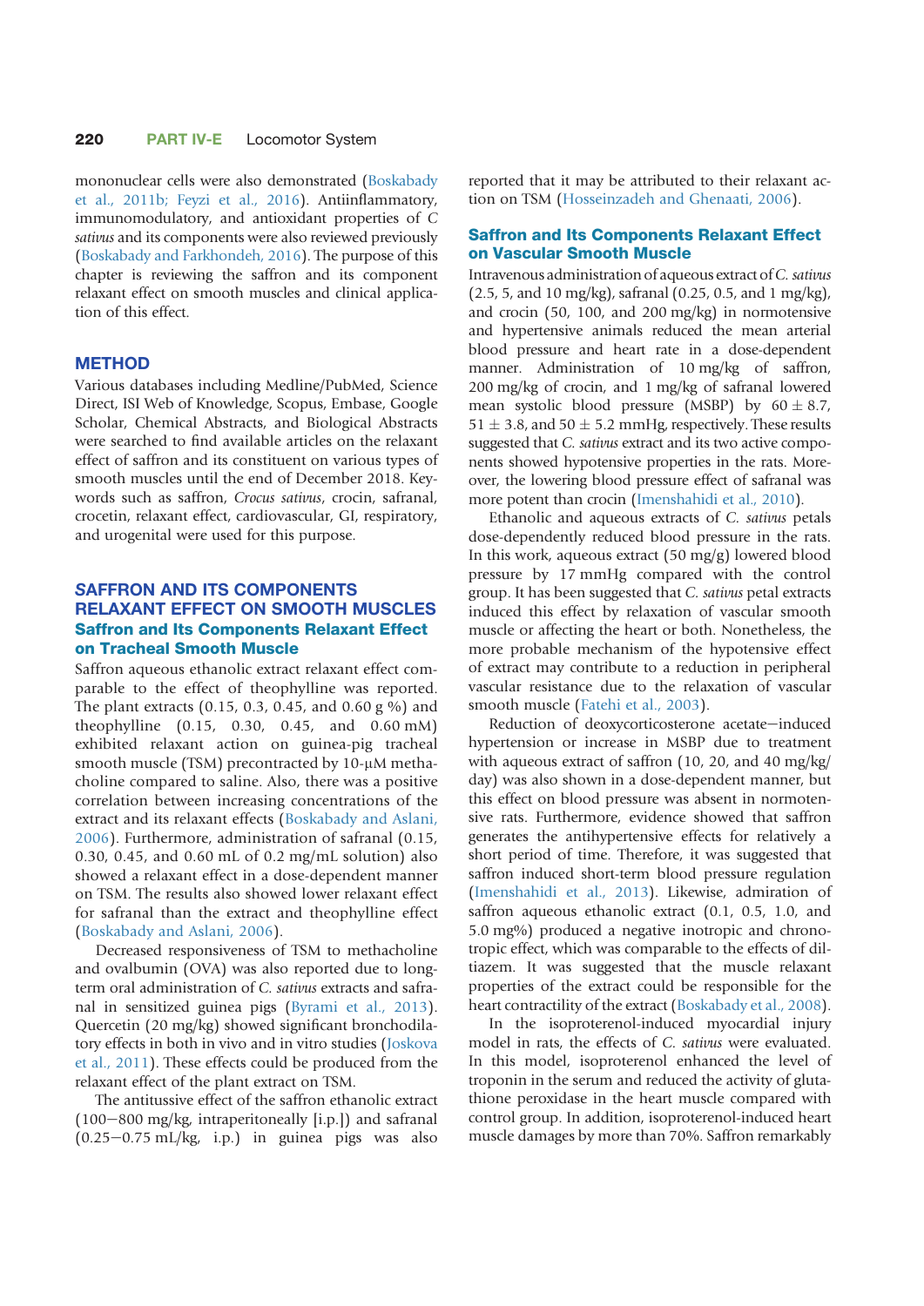mononuclear cells were also demonstrated (Boskabady et al., 2011b; Feyzi et al., 2016). Antiinflammatory, immunomodulatory, and antioxidant properties of *C sativus* and its components were also reviewed previously (Boskabady and Farkhondeh, 2016). The purpose of this chapter is reviewing the saffron and its component relaxant effect on smooth muscles and clinical application of this effect.

## METHOD

Various databases including Medline/PubMed, Science Direct, ISI Web of Knowledge, Scopus, Embase, Google Scholar, Chemical Abstracts, and Biological Abstracts were searched to find available articles on the relaxant effect of saffron and its constituent on various types of smooth muscles until the end of December 2018. Keywords such as saffron, *Crocus sativus*, crocin, safranal, crocetin, relaxant effect, cardiovascular, GI, respiratory, and urogenital were used for this purpose.

## SAFFRON AND ITS COMPONENTS RELAXANT EFFECT ON SMOOTH MUSCLES

### Saffron and Its Components Relaxant Effect on Tracheal Smooth Muscle

Saffron aqueous ethanolic extract relaxant effect comparable to the effect of theophylline was reported. The plant extracts (0.15, 0.3, 0.45, and 0.60 g %) and theophylline (0.15, 0.30, 0.45, and 0.60 mM) exhibited relaxant action on guinea-pig tracheal smooth muscle (TSM) precontracted by 10-μM methacholine compared to saline. Also, there was a positive correlation between increasing concentrations of the extract and its relaxant effects (Boskabady and Aslani, 2006). Furthermore, administration of safranal (0.15, 0.30, 0.45, and 0.60 mL of 0.2 mg/mL solution) also showed a relaxant effect in a dose-dependent manner on TSM. The results also showed lower relaxant effect for safranal than the extract and theophylline effect (Boskabady and Aslani, 2006).

Decreased responsiveness of TSM to methacholine and ovalbumin (OVA) was also reported due to long-term oral administration of *C. sativus* extracts and safranal in sensitized guinea pigs (Byrami et al., 2013). Quercetin (20 mg/kg) showed significant bronchodilatory effects in both in vivo and in vitro studies (Joskova et al., 2011). These effects could be produced from the relaxant effect of the plant extract on TSM.

The antitussive effect of the saffron ethanolic extract (100−800 mg/kg, intraperitoneally [i.p.]) and safranal (0.25−0.75 mL/kg, i.p.) in guinea pigs was also reported that it may be attributed to their relaxant action on TSM (Hosseinzadeh and Ghenaati, 2006).

### Saffron and Its Components Relaxant Effect on Vascular Smooth Muscle

Intravenous administration of aqueous extract of *C. sativus* (2.5, 5, and 10 mg/kg), safranal (0.25, 0.5, and 1 mg/kg), and crocin (50, 100, and 200 mg/kg) in normotensive and hypertensive animals reduced the mean arterial blood pressure and heart rate in a dose-dependent manner. Administration of 10 mg/kg of saffron, 200 mg/kg of crocin, and 1 mg/kg of safranal lowered mean systolic blood pressure (MSBP) by $60 \pm 8.7$, $51 \pm 3.8$, and $50 \pm 5.2$ mmHg, respectively. These results suggested that *C. sativus* extract and its two active components showed hypotensive properties in the rats. Moreover, the lowering blood pressure effect of safranal was more potent than crocin (Imenshahidi et al., 2010).

Ethanolic and aqueous extracts of *C. sativus* petals dose-dependently reduced blood pressure in the rats. In this work, aqueous extract (50 mg/g) lowered blood pressure by 17 mmHg compared with the control group. It has been suggested that *C. sativus* petal extracts induced this effect by relaxation of vascular smooth muscle or affecting the heart or both. Nonetheless, the more probable mechanism of the hypotensive effect of extract may contribute to a reduction in peripheral vascular resistance due to the relaxation of vascular smooth muscle (Fatehi et al., 2003).

Reduction of deoxycorticosterone acetate−induced hypertension or increase in MSBP due to treatment with aqueous extract of saffron (10, 20, and 40 mg/kg/day) was also shown in a dose-dependent manner, but this effect on blood pressure was absent in normotensive rats. Furthermore, evidence showed that saffron generates the antihypertensive effects for relatively a short period of time. Therefore, it was suggested that saffron induced short-term blood pressure regulation (Imenshahidi et al., 2013). Likewise, admiration of saffron aqueous ethanolic extract (0.1, 0.5, 1.0, and 5.0 mg%) produced a negative inotropic and chronotropic effect, which was comparable to the effects of diltiazem. It was suggested that the muscle relaxant properties of the extract could be responsible for the heart contractility of the extract (Boskabady et al., 2008).

In the isoproterenol-induced myocardial injury model in rats, the effects of *C. sativus* were evaluated. In this model, isoproterenol enhanced the level of troponin in the serum and reduced the activity of glutathione peroxidase in the heart muscle compared with control group. In addition, isoproterenol-induced heart muscle damages by more than 70%. Saffron remarkably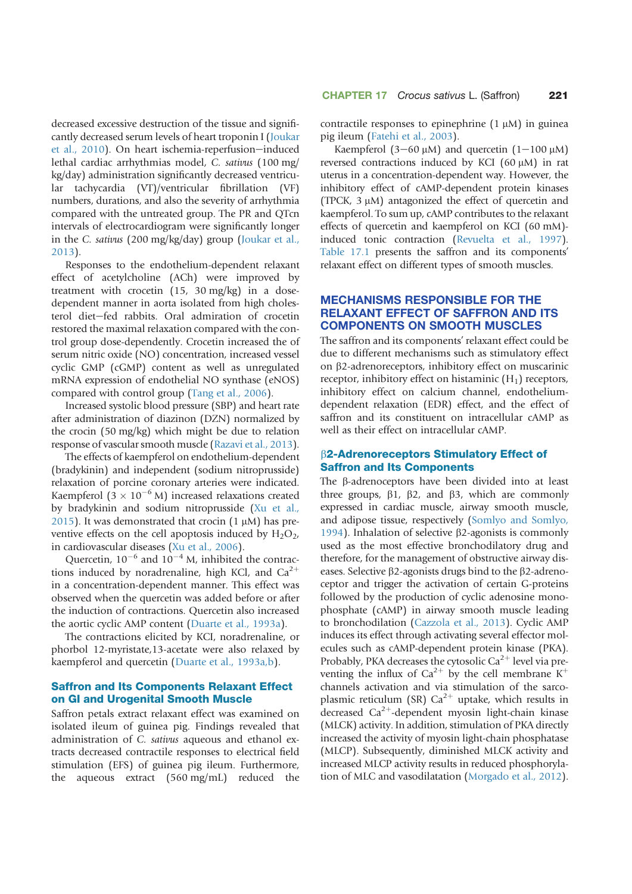decreased excessive destruction of the tissue and significantly decreased serum levels of heart troponin I (Joukar et al., 2010). On heart ischemia-reperfusion–induced lethal cardiac arrhythmias model, *C. sativus* (100 mg/kg/day) administration significantly decreased ventricular tachycardia (VT)/ventricular fibrillation (VF) numbers, durations, and also the severity of arrhythmia compared with the untreated group. The PR and QTcn intervals of electrocardiogram were significantly longer in the *C. sativus* (200 mg/kg/day) group (Joukar et al., 2013).

Responses to the endothelium-dependent relaxant effect of acetylcholine (ACh) were improved by treatment with crocetin (15, 30 mg/kg) in a dose-dependent manner in aorta isolated from high cholesterol diet–fed rabbits. Oral admiration of crocetin restored the maximal relaxation compared with the control group dose-dependently. Crocetin increased the of serum nitric oxide (NO) concentration, increased vessel cyclic GMP (cGMP) content as well as unregulated mRNA expression of endothelial NO synthase (eNOS) compared with control group (Tang et al., 2006).

Increased systolic blood pressure (SBP) and heart rate after administration of diazinon (DZN) normalized by the crocin (50 mg/kg) which might be due to relation response of vascular smooth muscle (Razavi et al., 2013).

The effects of kaempferol on endothelium-dependent (bradykinin) and independent (sodium nitroprusside) relaxation of porcine coronary arteries were indicated. Kaempferol ($3 \times 10^{-6}$ M) increased relaxations created by bradykinin and sodium nitroprusside (Xu et al., 2015). It was demonstrated that crocin (1 μM) has preventive effects on the cell apoptosis induced by $H_2O_2$, in cardiovascular diseases (Xu et al., 2006).

Quercetin, $10^{-6}$ and $10^{-4}$ M, inhibited the contractions induced by noradrenaline, high KCl, and $Ca^{2+}$ in a concentration-dependent manner. This effect was observed when the quercetin was added before or after the induction of contractions. Quercetin also increased the aortic cyclic AMP content (Duarte et al., 1993a).

The contractions elicited by KCl, noradrenaline, or phorbol 12-myristate,13-acetate were also relaxed by kaempferol and quercetin (Duarte et al., 1993a,b).

### Saffron and Its Components Relaxant Effect on GI and Urogenital Smooth Muscle

Saffron petals extract relaxant effect was examined on isolated ileum of guinea pig. Findings revealed that administration of *C. sativus* aqueous and ethanol extracts decreased contractile responses to electrical field stimulation (EFS) of guinea pig ileum. Furthermore, the aqueous extract (560 mg/mL) reduced the contractile responses to epinephrine (1 μM) in guinea pig ileum (Fatehi et al., 2003).

Kaempferol (3–60 μM) and quercetin (1–100 μM) reversed contractions induced by KCl (60 μM) in rat uterus in a concentration-dependent way. However, the inhibitory effect of cAMP-dependent protein kinases (TPCK, 3 μM) antagonized the effect of quercetin and kaempferol. To sum up, cAMP contributes to the relaxant effects of quercetin and kaempferol on KCl (60 mM)-induced tonic contraction (Revuelta et al., 1997). Table 17.1 presents the saffron and its components' relaxant effect on different types of smooth muscles.

## MECHANISMS RESPONSIBLE FOR THE RELAXANT EFFECT OF SAFFRON AND ITS COMPONENTS ON SMOOTH MUSCLES

The saffron and its components' relaxant effect could be due to different mechanisms such as stimulatory effect on β2-adrenoreceptors, inhibitory effect on muscarinic receptor, inhibitory effect on histaminic ($H_1$) receptors, inhibitory effect on calcium channel, endothelium-dependent relaxation (EDR) effect, and the effect of saffron and its constituent on intracellular cAMP as well as their effect on intracellular cAMP.

### β2-Adrenoreceptors Stimulatory Effect of Saffron and Its Components

The β-adrenoceptors have been divided into at least three groups, β1, β2, and β3, which are commonly expressed in cardiac muscle, airway smooth muscle, and adipose tissue, respectively (Somlyo and Somlyo, 1994). Inhalation of selective β2-agonists is commonly used as the most effective bronchodilatory drug and therefore, for the management of obstructive airway diseases. Selective β2-agonists drugs bind to the β2-adrenoceptor and trigger the activation of certain G-proteins followed by the production of cyclic adenosine monophosphate (cAMP) in airway smooth muscle leading to bronchodilation (Cazzola et al., 2013). Cyclic AMP induces its effect through activating several effector molecules such as cAMP-dependent protein kinase (PKA). Probably, PKA decreases the cytosolic $Ca^{2+}$ level via preventing the influx of $Ca^{2+}$ by the cell membrane $K^+$ channels activation and via stimulation of the sarcoplasmic reticulum (SR) $Ca^{2+}$ uptake, which results in decreased $Ca^{2+}$-dependent myosin light-chain kinase (MLCK) activity. In addition, stimulation of PKA directly increased the activity of myosin light-chain phosphatase (MLCP). Subsequently, diminished MLCK activity and increased MLCP activity results in reduced phosphorylation of MLC and vasodilatation (Morgado et al., 2012).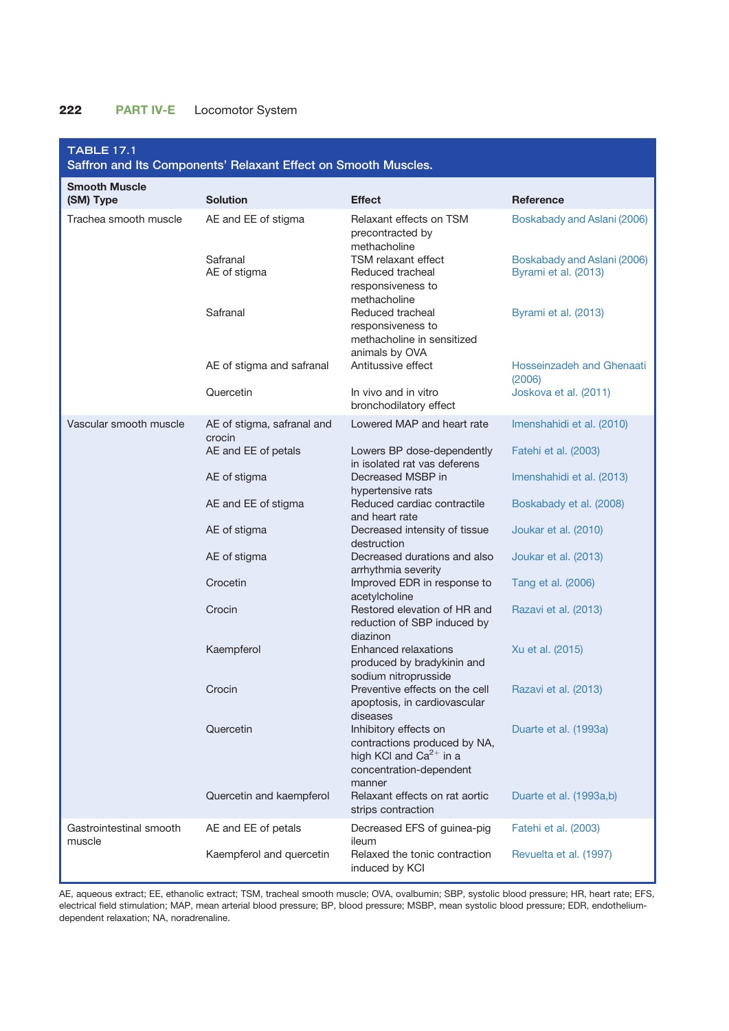**TABLE 17.1**
**Saffron and Its Components' Relaxant Effect on Smooth Muscles.**

| Smooth Muscle (SM) Type | Solution | Effect | Reference |
|---|---|---|---|
| Trachea smooth muscle | AE and EE of stigma | Relaxant effects on TSM precontracted by methacholine | Boskabady and Aslani (2006) |
| | Safranal | TSM relaxant effect | Boskabady and Aslani (2006) |
| | AE of stigma | Reduced tracheal responsiveness to methacholine | Byrami et al. (2013) |
| | Safranal | Reduced tracheal responsiveness to methacholine in sensitized animals by OVA | Byrami et al. (2013) |
| | AE of stigma and safranal | Antitussive effect | Hosseinzadeh and Ghenaati (2006) |
| | Quercetin | In vivo and in vitro bronchodilatory effect | Joskova et al. (2011) |
| Vascular smooth muscle | AE of stigma, safranal and crocin | Lowered MAP and heart rate | Imenshahidi et al. (2010) |
| | AE and EE of petals | Lowers BP dose-dependently in isolated rat vas deferens | Fatehi et al. (2003) |
| | AE of stigma | Decreased MSBP in hypertensive rats | Imenshahidi et al. (2013) |
| | AE and EE of stigma | Reduced cardiac contractile and heart rate | Boskabady et al. (2008) |
| | AE of stigma | Decreased intensity of tissue destruction | Joukar et al. (2010) |
| | AE of stigma | Decreased durations and also arrhythmia severity | Joukar et al. (2013) |
| | Crocetin | Improved EDR in response to acetylcholine | Tang et al. (2006) |
| | Crocin | Restored elevation of HR and reduction of SBP induced by diazinon | Razavi et al. (2013) |
| | Kaempferol | Enhanced relaxations produced by bradykinin and sodium nitroprusside | Xu et al. (2015) |
| | Crocin | Preventive effects on the cell apoptosis, in cardiovascular diseases | Razavi et al. (2013) |
| | Quercetin | Inhibitory effects on contractions produced by NA, high KCl and $Ca^{2+}$ in a concentration-dependent manner | Duarte et al. (1993a) |
| | Quercetin and kaempferol | Relaxant effects on rat aortic strips contraction | Duarte et al. (1993a,b) |
| Gastrointestinal smooth muscle | AE and EE of petals | Decreased EFS of guinea-pig ileum | Fatehi et al. (2003) |
| | Kaempferol and quercetin | Relaxed the tonic contraction induced by KCl | Revuelta et al. (1997) |

AE, aqueous extract; EE, ethanolic extract; TSM, tracheal smooth muscle; OVA, ovalbumin; SBP, systolic blood pressure; HR, heart rate; EFS, electrical field stimulation; MAP, mean arterial blood pressure; BP, blood pressure; MSBP, mean systolic blood pressure; EDR, endothelium-dependent relaxation; NA, noradrenaline.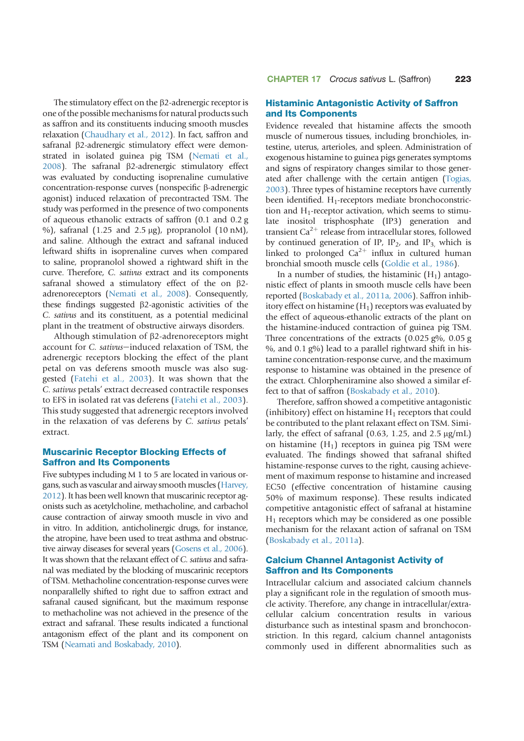The stimulatory effect on the β2-adrenergic receptor is one of the possible mechanisms for natural products such as saffron and its constituents inducing smooth muscles relaxation (Chaudhary et al., 2012). In fact, saffron and safranal β2-adrenergic stimulatory effect were demonstrated in isolated guinea pig TSM (Nemati et al., 2008). The safranal β2-adrenergic stimulatory effect was evaluated by conducting isoprenaline cumulative concentration-response curves (nonspecific β-adrenergic agonist) induced relaxation of precontracted TSM. The study was performed in the presence of two components of aqueous ethanolic extracts of saffron (0.1 and 0.2 g %), safranal (1.25 and 2.5 μg), propranolol (10 nM), and saline. Although the extract and safranal induced leftward shifts in isoprenaline curves when compared to saline, propranolol showed a rightward shift in the curve. Therefore, *C. sativus* extract and its components safranal showed a stimulatory effect of the on β2-adrenoreceptors (Nemati et al., 2008). Consequently, these findings suggested β2-agonistic activities of the *C. sativus* and its constituent, as a potential medicinal plant in the treatment of obstructive airways disorders.

Although stimulation of β2-adrenoreceptors might account for *C. sativus*−induced relaxation of TSM, the adrenergic receptors blocking the effect of the plant petal on vas deferens smooth muscle was also suggested (Fatehi et al., 2003). It was shown that the *C. sativus* petals' extract decreased contractile responses to EFS in isolated rat vas deferens (Fatehi et al., 2003). This study suggested that adrenergic receptors involved in the relaxation of vas deferens by *C. sativus* petals' extract.

## Muscarinic Receptor Blocking Effects of Saffron and Its Components

Five subtypes including M 1 to 5 are located in various organs, such as vascular and airway smooth muscles (Harvey, 2012). It has been well known that muscarinic receptor agonists such as acetylcholine, methacholine, and carbachol cause contraction of airway smooth muscle in vivo and in vitro. In addition, anticholinergic drugs, for instance, the atropine, have been used to treat asthma and obstructive airway diseases for several years (Gosens et al., 2006). It was shown that the relaxant effect of *C. sativus* and safranal was mediated by the blocking of muscarinic receptors of TSM. Methacholine concentration-response curves were nonparallelly shifted to right due to saffron extract and safranal caused significant, but the maximum response to methacholine was not achieved in the presence of the extract and safranal. These results indicated a functional antagonism effect of the plant and its component on TSM (Neamati and Boskabady, 2010).

## Histaminic Antagonistic Activity of Saffron and Its Components

Evidence revealed that histamine affects the smooth muscle of numerous tissues, including bronchioles, intestine, uterus, arterioles, and spleen. Administration of exogenous histamine to guinea pigs generates symptoms and signs of respiratory changes similar to those generated after challenge with the certain antigen (Togias, 2003). Three types of histamine receptors have currently been identified. $H_1$-receptors mediate bronchoconstriction and $H_1$-receptor activation, which seems to stimulate inositol trisphosphate (IP3) generation and transient $Ca^{2+}$ release from intracellular stores, followed by continued generation of IP, $IP_2$, and $IP_3$, which is linked to prolonged $Ca^{2+}$ influx in cultured human bronchial smooth muscle cells (Goldie et al., 1986).

In a number of studies, the histaminic ($H_1$) antagonistic effect of plants in smooth muscle cells have been reported (Boskabady et al., 2011a, 2006). Saffron inhibitory effect on histamine ($H_1$) receptors was evaluated by the effect of aqueous-ethanolic extracts of the plant on the histamine-induced contraction of guinea pig TSM. Three concentrations of the extracts (0.025 g%, 0.05 g %, and 0.1 g%) lead to a parallel rightward shift in histamine concentration-response curve, and the maximum response to histamine was obtained in the presence of the extract. Chlorpheniramine also showed a similar effect to that of saffron (Boskabady et al., 2010).

Therefore, saffron showed a competitive antagonistic (inhibitory) effect on histamine $H_1$ receptors that could be contributed to the plant relaxant effect on TSM. Similarly, the effect of safranal (0.63, 1.25, and 2.5 μg/mL) on histamine ($H_1$) receptors in guinea pig TSM were evaluated. The findings showed that safranal shifted histamine-response curves to the right, causing achievement of maximum response to histamine and increased EC50 (effective concentration of histamine causing 50% of maximum response). These results indicated competitive antagonistic effect of safranal at histamine $H_1$ receptors which may be considered as one possible mechanism for the relaxant action of safranal on TSM (Boskabady et al., 2011a).

## Calcium Channel Antagonist Activity of Saffron and Its Components

Intracellular calcium and associated calcium channels play a significant role in the regulation of smooth muscle activity. Therefore, any change in intracellular/extracellular calcium concentration results in various disturbance such as intestinal spasm and bronchoconstriction. In this regard, calcium channel antagonists commonly used in different abnormalities such as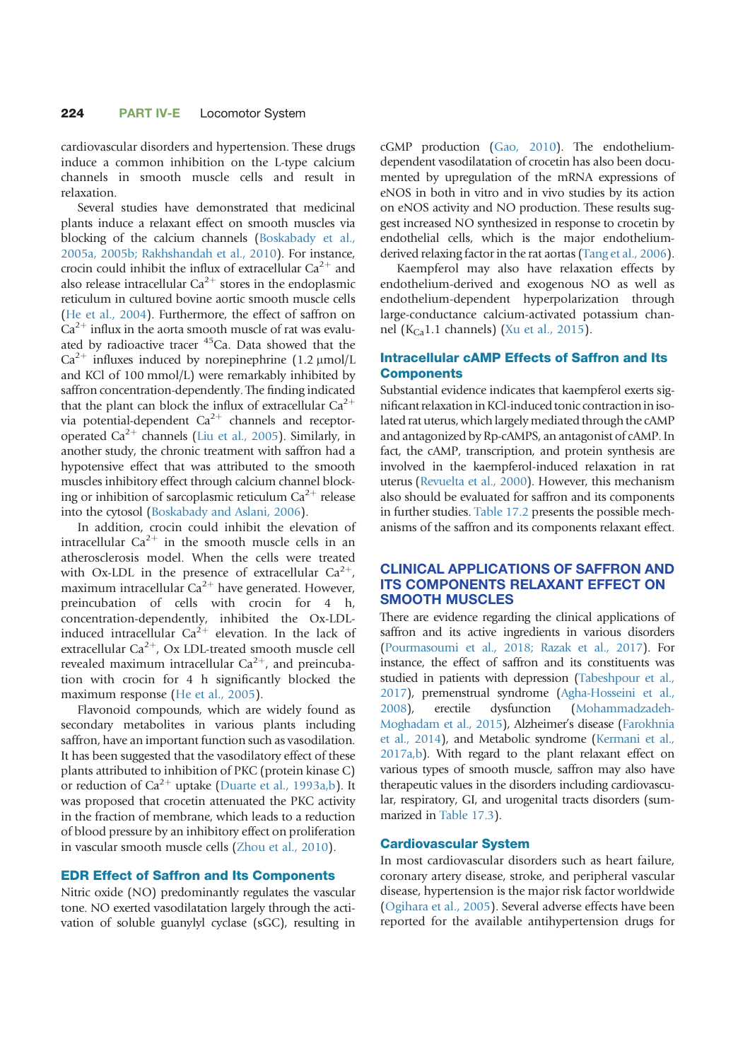cardiovascular disorders and hypertension. These drugs induce a common inhibition on the L-type calcium channels in smooth muscle cells and result in relaxation.

Several studies have demonstrated that medicinal plants induce a relaxant effect on smooth muscles via blocking of the calcium channels (Boskabady et al., 2005a, 2005b; Rakhshandah et al., 2010). For instance, crocin could inhibit the influx of extracellular $Ca^{2+}$ and also release intracellular $Ca^{2+}$ stores in the endoplasmic reticulum in cultured bovine aortic smooth muscle cells (He et al., 2004). Furthermore, the effect of saffron on $Ca^{2+}$ influx in the aorta smooth muscle of rat was evaluated by radioactive tracer $^{45}Ca$. Data showed that the $Ca^{2+}$ influxes induced by norepinephrine (1.2 μmol/L and KCl of 100 mmol/L) were remarkably inhibited by saffron concentration-dependently. The finding indicated that the plant can block the influx of extracellular $Ca^{2+}$ via potential-dependent $Ca^{2+}$ channels and receptor-operated $Ca^{2+}$ channels (Liu et al., 2005). Similarly, in another study, the chronic treatment with saffron had a hypotensive effect that was attributed to the smooth muscles inhibitory effect through calcium channel blocking or inhibition of sarcoplasmic reticulum $Ca^{2+}$ release into the cytosol (Boskabady and Aslani, 2006).

In addition, crocin could inhibit the elevation of intracellular $Ca^{2+}$ in the smooth muscle cells in an atherosclerosis model. When the cells were treated with Ox-LDL in the presence of extracellular $Ca^{2+}$, maximum intracellular $Ca^{2+}$ have generated. However, preincubation of cells with crocin for 4 h, concentration-dependently, inhibited the Ox-LDL-induced intracellular $Ca^{2+}$ elevation. In the lack of extracellular $Ca^{2+}$, Ox LDL-treated smooth muscle cell revealed maximum intracellular $Ca^{2+}$, and preincubation with crocin for 4 h significantly blocked the maximum response (He et al., 2005).

Flavonoid compounds, which are widely found as secondary metabolites in various plants including saffron, have an important function such as vasodilation. It has been suggested that the vasodilatory effect of these plants attributed to inhibition of PKC (protein kinase C) or reduction of $Ca^{2+}$ uptake (Duarte et al., 1993a,b). It was proposed that crocetin attenuated the PKC activity in the fraction of membrane, which leads to a reduction of blood pressure by an inhibitory effect on proliferation in vascular smooth muscle cells (Zhou et al., 2010).

### EDR Effect of Saffron and Its Components

Nitric oxide (NO) predominantly regulates the vascular tone. NO exerted vasodilatation largely through the activation of soluble guanylyl cyclase (sGC), resulting in cGMP production (Gao, 2010). The endothelium-dependent vasorelaxation of crocetin has also been documented by upregulation of the mRNA expressions of eNOS in both in vitro and in vivo studies by its action on eNOS activity and NO production. These results suggest increased NO synthesized in response to crocetin by endothelial cells, which is the major endothelium-derived relaxing factor in the rat aortas (Tang et al., 2006).

Kaempferol may also have relaxation effects by endothelium-derived and exogenous NO as well as endothelium-dependent hyperpolarization through large-conductance calcium-activated potassium channel ($K_{Ca}1.1$ channels) (Xu et al., 2015).

### Intracellular cAMP Effects of Saffron and Its Components

Substantial evidence indicates that kaempferol exerts significant relaxation in KCl-induced tonic contraction in isolated rat uterus, which largely mediated through the cAMP and antagonized by Rp-cAMPS, an antagonist of cAMP. In fact, the cAMP, transcription, and protein synthesis are involved in the kaempferol-induced relaxation in rat uterus (Revuelta et al., 2000). However, this mechanism also should be evaluated for saffron and its components in further studies. Table 17.2 presents the possible mechanisms of the saffron and its components relaxant effect.

## CLINICAL APPLICATIONS OF SAFFRON AND ITS COMPONENTS RELAXANT EFFECT ON SMOOTH MUSCLES

There are evidence regarding the clinical applications of saffron and its active ingredients in various disorders (Pourmasoumi et al., 2018; Razak et al., 2017). For instance, the effect of saffron and its constituents was studied in patients with depression (Tabeshpour et al., 2017), premenstrual syndrome (Agha-Hosseini et al., 2008), erectile dysfunction (Mohammadzadeh-Moghadam et al., 2015), Alzheimer's disease (Farokhnia et al., 2014), and Metabolic syndrome (Kermani et al., 2017a,b). With regard to the plant relaxant effect on various types of smooth muscle, saffron may also have therapeutic values in the disorders including cardiovascular, respiratory, GI, and urogenital tracts disorders (summarized in Table 17.3).

### Cardiovascular System

In most cardiovascular disorders such as heart failure, coronary artery disease, stroke, and peripheral vascular disease, hypertension is the major risk factor worldwide (Ogihara et al., 2005). Several adverse effects have been reported for the available antihypertension drugs for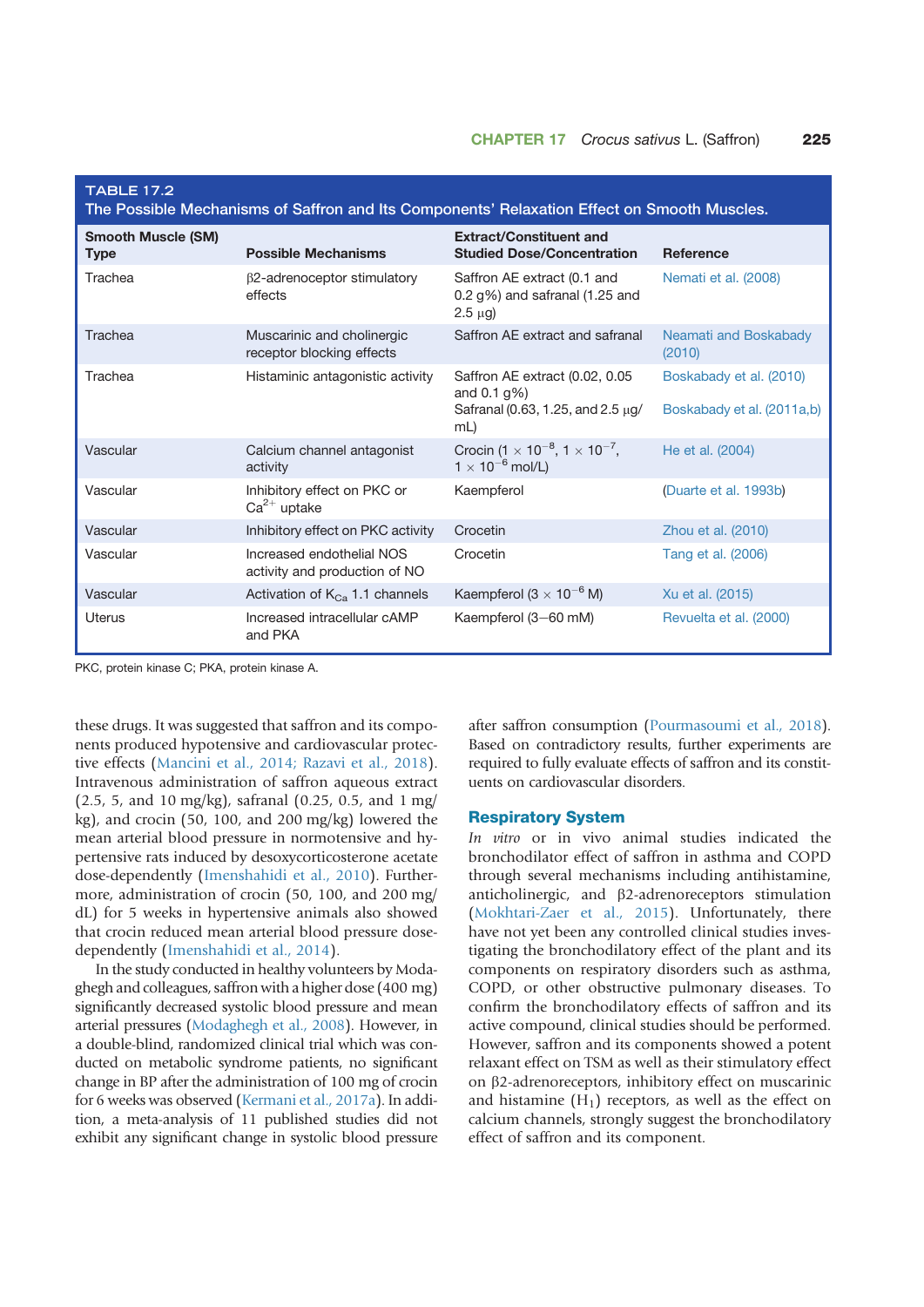TABLE 17.2
The Possible Mechanisms of Saffron and Its Components' Relaxation Effect on Smooth Muscles.

| Smooth Muscle (SM) Type | Possible Mechanisms | Extract/Constituent and Studied Dose/Concentration | Reference |
|---|---|---|---|
| Trachea | β2-adrenoceptor stimulatory effects | Saffron AE extract (0.1 and 0.2 g%) and safranal (1.25 and 2.5 μg) | Nemati et al. (2008) |
| Trachea | Muscarinic and cholinergic receptor blocking effects | Saffron AE extract and safranal | Neamati and Boskabady (2010) |
| Trachea | Histaminic antagonistic activity | Saffron AE extract (0.02, 0.05 and 0.1 g%)<br>Safranal (0.63, 1.25, and 2.5 μg/mL) | Boskabady et al. (2010)<br>Boskabady et al. (2011a,b) |
| Vascular | Calcium channel antagonist activity | Crocin ($1 \times 10^{-8}$, $1 \times 10^{-7}$, $1 \times 10^{-6}$ mol/L) | He et al. (2004) |
| Vascular | Inhibitory effect on PKC or $Ca^{2+}$ uptake | Kaempferol | (Duarte et al. 1993b) |
| Vascular | Inhibitory effect on PKC activity | Crocetin | Zhou et al. (2010) |
| Vascular | Increased endothelial NOS activity and production of NO | Crocetin | Tang et al. (2006) |
| Vascular | Activation of $K_{Ca}$ 1.1 channels | Kaempferol ($3 \times 10^{-6}$ M) | Xu et al. (2015) |
| Uterus | Increased intracellular cAMP and PKA | Kaempferol (3–60 mM) | Revuelta et al. (2000) |

PKC, protein kinase C; PKA, protein kinase A.

these drugs. It was suggested that saffron and its components produced hypotensive and cardiovascular protective effects (Mancini et al., 2014; Razavi et al., 2018). Intravenous administration of saffron aqueous extract (2.5, 5, and 10 mg/kg), safranal (0.25, 0.5, and 1 mg/kg), and crocin (50, 100, and 200 mg/kg) lowered the mean arterial blood pressure in normotensive and hypertensive rats induced by desoxycorticosterone acetate dose-dependently (Imenshahidi et al., 2010). Furthermore, administration of crocin (50, 100, and 200 mg/dL) for 5 weeks in hypertensive animals also showed that crocin reduced mean arterial blood pressure dose-dependently (Imenshahidi et al., 2014).

In the study conducted in healthy volunteers by Modaghegh and colleagues, saffron with a higher dose (400 mg) significantly decreased systolic blood pressure and mean arterial pressures (Modaghegh et al., 2008). However, in a double-blind, randomized clinical trial which was conducted on metabolic syndrome patients, no significant change in BP after the administration of 100 mg of crocin for 6 weeks was observed (Kermani et al., 2017a). In addition, a meta-analysis of 11 published studies did not exhibit any significant change in systolic blood pressure after saffron consumption (Pourmasoumi et al., 2018). Based on contradictory results, further experiments are required to fully evaluate effects of saffron and its constituents on cardiovascular disorders.

## Respiratory System

*In vitro* or in vivo animal studies indicated the bronchodilator effect of saffron in asthma and COPD through several mechanisms including antihistamine, anticholinergic, and β2-adrenoreceptors stimulation (Mokhtari-Zaer et al., 2015). Unfortunately, there have not yet been any controlled clinical studies investigating the bronchodilatory effect of the plant and its components on respiratory disorders such as asthma, COPD, or other obstructive pulmonary diseases. To confirm the bronchodilatory effects of saffron and its active compound, clinical studies should be performed. However, saffron and its components showed a potent relaxant effect on TSM as well as their stimulatory effect on β2-adrenoreceptors, inhibitory effect on muscarinic and histamine ($H_1$) receptors, as well as the effect on calcium channels, strongly suggest the bronchodilatory effect of saffron and its component.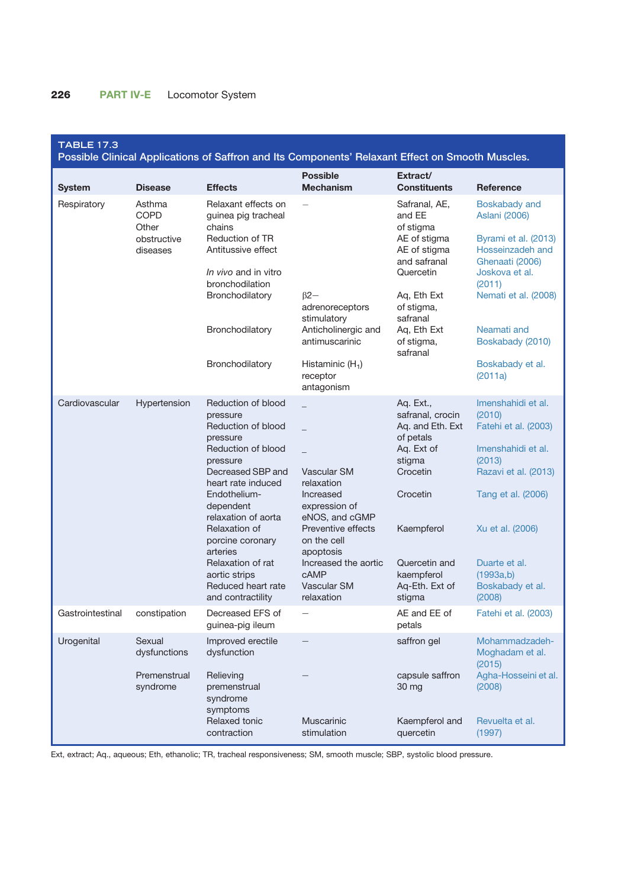**TABLE 17.3**
**Possible Clinical Applications of Saffron and Its Components' Relaxant Effect on Smooth Muscles.**

| System | Disease | Effects | Possible Mechanism | Extract/ Constituents | Reference |
|---|---|---|---|---|---|
| Respiratory | Asthma COPD Other obstructive diseases | Relaxant effects on guinea pig tracheal chains | — | Safranal, AE, and EE of stigma | Boskabady and Aslani (2006) |
| | | Reduction of TR | | AE of stigma | Byrami et al. (2013) |
| | | Antitussive effect | | AE of stigma and safranal | Hosseinzadeh and Ghenaati (2006) |
| | | *In vivo* and in vitro bronchodilation | | Quercetin | Joskova et al. (2011) |
| | | Bronchodilatory | β2— adrenoreceptors stimulatory | Aq, Eth Ext of stigma, safranal | Nemati et al. (2008) |
| | | Bronchodilatory | Anticholinergic and antimuscarinic | Aq, Eth Ext of stigma, safranal | Neamati and Boskabady (2010) |
| | | Bronchodilatory | Histaminic ($H_1$) receptor antagonism | | Boskabady et al. (2011a) |
| Cardiovascular | Hypertension | Reduction of blood pressure | _ | Aq. Ext., safranal, crocin | Imenshahidi et al. (2010) |
| | | Reduction of blood pressure | _ | Aq. and Eth. Ext of petals | Fatehi et al. (2003) |
| | | Reduction of blood pressure | _ | Aq. Ext of stigma | Imenshahidi et al. (2013) |
| | | Decreased SBP and heart rate induced | Vascular SM relaxation | Crocetin | Razavi et al. (2013) |
| | | Endothelium-dependent relaxation of aorta | Increased expression of eNOS, and cGMP | Crocetin | Tang et al. (2006) |
| | | Relaxation of porcine coronary arteries | Preventive effects on the cell apoptosis | Kaempferol | Xu et al. (2006) |
| | | Relaxation of rat aortic strips | Increased the aortic cAMP | Quercetin and kaempferol | Duarte et al. (1993a,b) |
| | | Reduced heart rate and contractility | Vascular SM relaxation | Aq-Eth. Ext of stigma | Boskabady et al. (2008) |
| Gastrointestinal | constipation | Decreased EFS of guinea-pig ileum | — | AE and EE of petals | Fatehi et al. (2003) |
| Urogenital | Sexual dysfunctions | Improved erectile dysfunction | — | saffron gel | Mohammadzadeh-Moghadam et al. (2015) |
| | Premenstrual syndrome | Relieving premenstrual syndrome symptoms | — | capsule saffron 30 mg | Agha-Hosseini et al. (2008) |
| | | Relaxed tonic contraction | Muscarinic stimulation | Kaempferol and quercetin | Revuelta et al. (1997) |

Ext, extract; Aq., aqueous; Eth, ethanolic; TR, tracheal responsiveness; SM, smooth muscle; SBP, systolic blood pressure.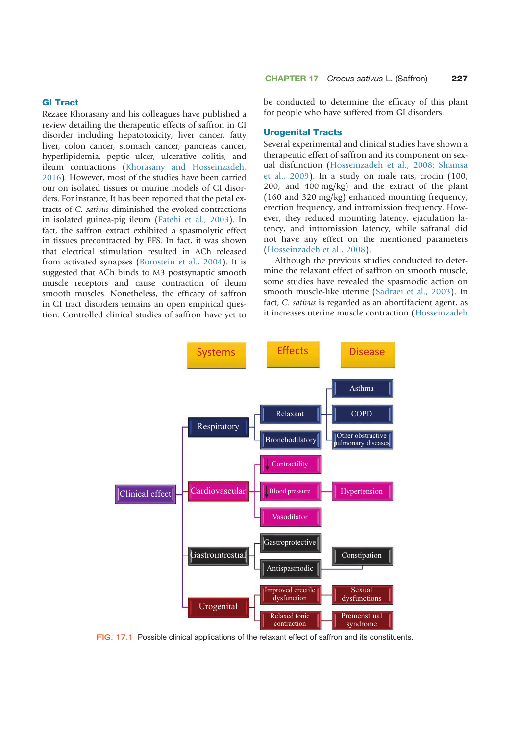## GI Tract

Rezaee Khorasany and his colleagues have published a review detailing the therapeutic effects of saffron in GI disorder including hepatotoxicity, liver cancer, fatty liver, colon cancer, stomach cancer, pancreas cancer, hyperlipidemia, peptic ulcer, ulcerative colitis, and ileum contractions (Khorasany and Hosseinzadeh, 2016). However, most of the studies have been carried our on isolated tissues or murine models of GI disorders. For instance, It has been reported that the petal extracts of *C. sativus* diminished the evoked contractions in isolated guinea-pig ileum (Fatehi et al., 2003). In fact, the saffron extract exhibited a spasmolytic effect in tissues precontracted by EFS. In fact, it was shown that electrical stimulation resulted in ACh released from activated synapses (Bornstein et al., 2004). It is suggested that ACh binds to M3 postsynaptic smooth muscle receptors and cause contraction of ileum smooth muscles. Nonetheless, the efficacy of saffron in GI tract disorders remains an open empirical question. Controlled clinical studies of saffron have yet to be conducted to determine the efficacy of this plant for people who have suffered from GI disorders.

## Urogenital Tracts

Several experimental and clinical studies have shown a therapeutic effect of saffron and its component on sexual disfunction (Hosseinzadeh et al., 2008; Shamsa et al., 2009). In a study on male rats, crocin (100, 200, and 400 mg/kg) and the extract of the plant (160 and 320 mg/kg) enhanced mounting frequency, erection frequency, and intromission frequency. However, they reduced mounting latency, ejaculation latency, and intromission latency, while safranal did not have any effect on the mentioned parameters (Hosseinzadeh et al., 2008).

Although the previous studies conducted to determine the relaxant effect of saffron on smooth muscle, some studies have revealed the spasmodic action on smooth muscle-like uterine (Sadraei et al., 2003). In fact, *C. sativus* is regarded as an abortifacient agent, as it increases uterine muscle contraction (Hosseinzadeh

| Systems | Effects | Disease |
|---|---|---|
| Clinical effect → Respiratory | Relaxant; Bronchodilatory | Asthma; COPD; Other obstructive pulmonary diseases |
| Clinical effect → Cardiovascular | ↓ Contractility; ↓ Blood pressure; Vasodilator | Hypertension |
| Clinical effect → Gastrointrestial | Gastroprotective; Antispasmodic | Constipation |
| Clinical effect → Urogenital | Improved erectile dysfunction; Relaxed tonic contraction | Sexual dysfunctions; Premenstrual syndrome |

FIG. 17.1 Possible clinical applications of the relaxant effect of saffron and its constituents.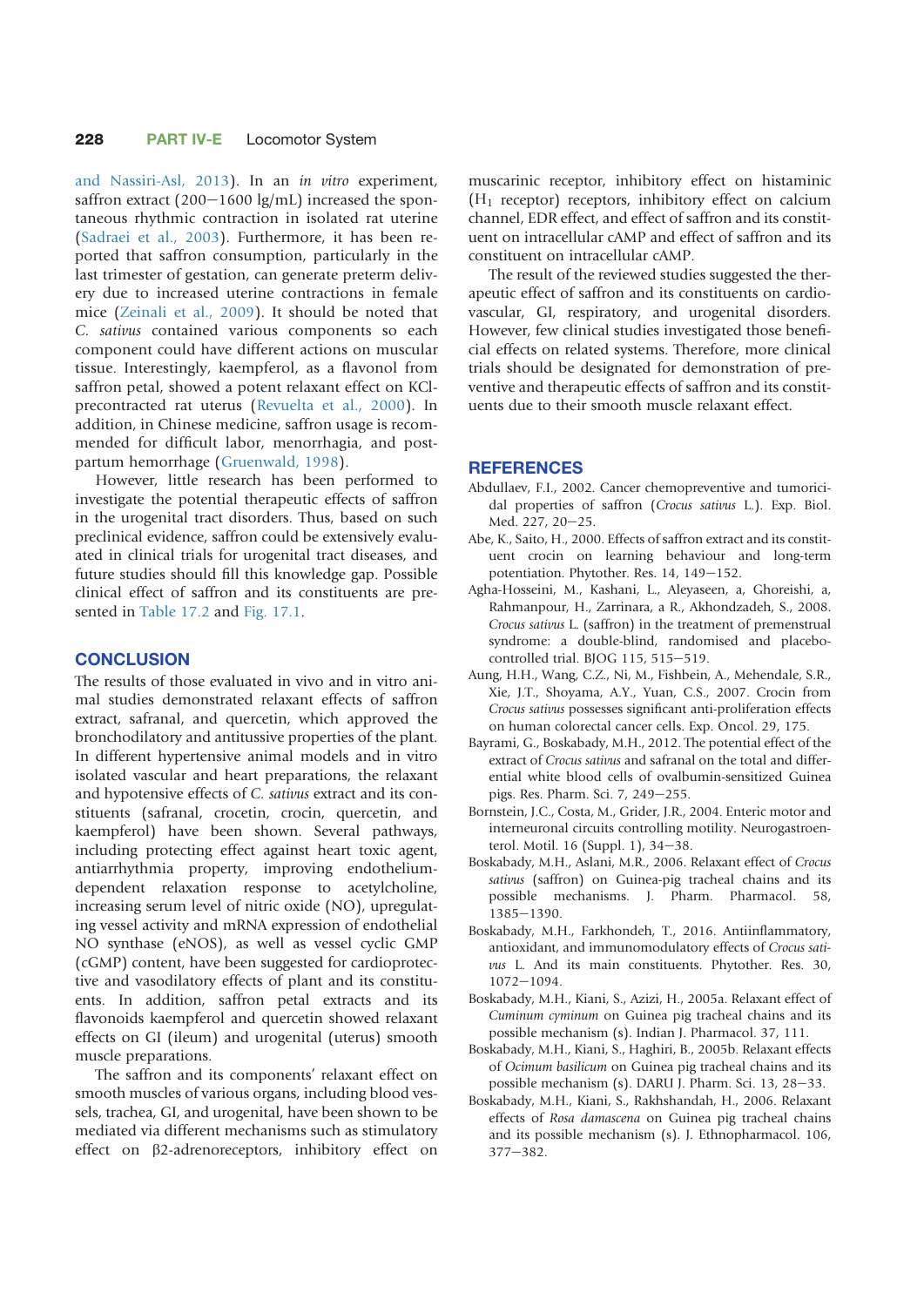and Nassiri-Asl, 2013). In an *in vitro* experiment, saffron extract (200−1600 lg/mL) increased the spontaneous rhythmic contraction in isolated rat uterine (Sadraei et al., 2003). Furthermore, it has been reported that saffron consumption, particularly in the last trimester of gestation, can generate preterm delivery due to increased uterine contractions in female mice (Zeinali et al., 2009). It should be noted that *C. sativus* contained various components so each component could have different actions on muscular tissue. Interestingly, kaempferol, as a flavonol from saffron petal, showed a potent relaxant effect on KCl-precontracted rat uterus (Revuelta et al., 2000). In addition, in Chinese medicine, saffron usage is recommended for difficult labor, menorrhagia, and postpartum hemorrhage (Gruenwald, 1998).

However, little research has been performed to investigate the potential therapeutic effects of saffron in the urogenital tract disorders. Thus, based on such preclinical evidence, saffron could be extensively evaluated in clinical trials for urogenital tract diseases, and future studies should fill this knowledge gap. Possible clinical effect of saffron and its constituents are presented in Table 17.2 and Fig. 17.1.

## CONCLUSION

The results of those evaluated in vivo and in vitro animal studies demonstrated relaxant effects of saffron extract, safranal, and quercetin, which approved the bronchodilatory and antitussive properties of the plant. In different hypertensive animal models and in vitro isolated vascular and heart preparations, the relaxant and hypotensive effects of *C. sativus* extract and its constituents (safranal, crocetin, crocin, quercetin, and kaempferol) have been shown. Several pathways, including protecting effect against heart toxic agent, antiarrhythmia property, improving endothelium-dependent relaxation response to acetylcholine, increasing serum level of nitric oxide (NO), upregulating vessel activity and mRNA expression of endothelial NO synthase (eNOS), as well as vessel cyclic GMP (cGMP) content, have been suggested for cardioprotective and vasodilatory effects of plant and its constituents. In addition, saffron petal extracts and its flavonoids kaempferol and quercetin showed relaxant effects on GI (ileum) and urogenital (uterus) smooth muscle preparations.

The saffron and its components' relaxant effect on smooth muscles of various organs, including blood vessels, trachea, GI, and urogenital, have been shown to be mediated via different mechanisms such as stimulatory effect on β2-adrenoreceptors, inhibitory effect on muscarinic receptor, inhibitory effect on histaminic ($H_1$ receptor) receptors, inhibitory effect on calcium channel, EDR effect, and effect of saffron and its constituent on intracellular cAMP and effect of saffron and its constituent on intracellular cAMP.

The result of the reviewed studies suggested the therapeutic effect of saffron and its constituents on cardiovascular, GI, respiratory, and urogenital disorders. However, few clinical studies investigated those beneficial effects on related systems. Therefore, more clinical trials should be designated for demonstration of preventive and therapeutic effects of saffron and its constituents due to their smooth muscle relaxant effect.

## REFERENCES

Abdullaev, F.I., 2002. Cancer chemopreventive and tumoricidal properties of saffron (*Crocus sativus* L.). Exp. Biol. Med. 227, 20−25.

Abe, K., Saito, H., 2000. Effects of saffron extract and its constituent crocin on learning behaviour and long-term potentiation. Phytother. Res. 14, 149−152.

Agha-Hosseini, M., Kashani, L., Aleyaseen, a, Ghoreishi, a, Rahmanpour, H., Zarrinara, a R., Akhondzadeh, S., 2008. *Crocus sativus* L. (saffron) in the treatment of premenstrual syndrome: a double-blind, randomised and placebo-controlled trial. BJOG 115, 515−519.

Aung, H.H., Wang, C.Z., Ni, M., Fishbein, A., Mehendale, S.R., Xie, J.T., Shoyama, A.Y., Yuan, C.S., 2007. Crocin from *Crocus sativus* possesses significant anti-proliferation effects on human colorectal cancer cells. Exp. Oncol. 29, 175.

Bayrami, G., Boskabady, M.H., 2012. The potential effect of the extract of *Crocus sativus* and safranal on the total and differential white blood cells of ovalbumin-sensitized Guinea pigs. Res. Pharm. Sci. 7, 249−255.

Bornstein, J.C., Costa, M., Grider, J.R., 2004. Enteric motor and interneuronal circuits controlling motility. Neurogastroenterol. Motil. 16 (Suppl. 1), 34−38.

Boskabady, M.H., Aslani, M.R., 2006. Relaxant effect of *Crocus sativus* (saffron) on Guinea-pig tracheal chains and its possible mechanisms. J. Pharm. Pharmacol. 58, 1385−1390.

Boskabady, M.H., Farkhondeh, T., 2016. Antiinflammatory, antioxidant, and immunomodulatory effects of *Crocus sativus* L. And its main constituents. Phytother. Res. 30, 1072−1094.

Boskabady, M.H., Kiani, S., Azizi, H., 2005a. Relaxant effect of *Cuminum cyminum* on Guinea pig tracheal chains and its possible mechanism (s). Indian J. Pharmacol. 37, 111.

Boskabady, M.H., Kiani, S., Haghiri, B., 2005b. Relaxant effects of *Ocimum basilicum* on Guinea pig tracheal chains and its possible mechanism (s). DARU J. Pharm. Sci. 13, 28−33.

Boskabady, M.H., Kiani, S., Rakhshandah, H., 2006. Relaxant effects of *Rosa damascena* on Guinea pig tracheal chains and its possible mechanism (s). J. Ethnopharmacol. 106, 377−382.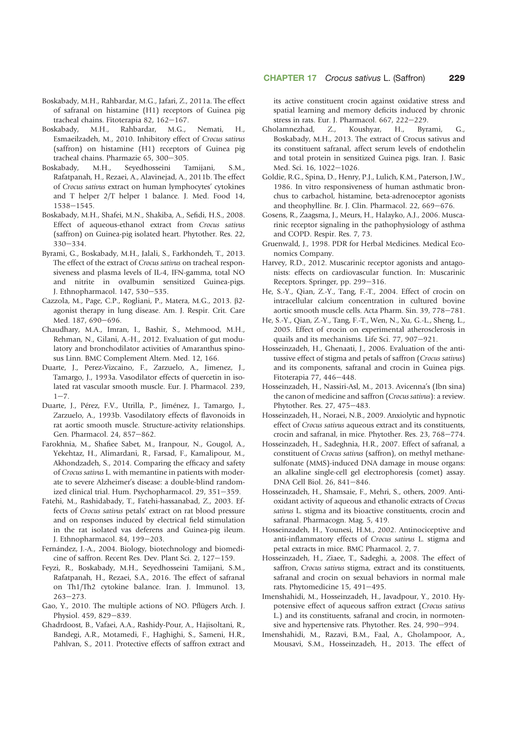Boskabady, M.H., Rahbardar, M.G., Jafari, Z., 2011a. The effect of safranal on histamine (H1) receptors of Guinea pig tracheal chains. Fitoterapia 82, 162–167.

Boskabady, M.H., Rahbardar, M.G., Nemati, H., Esmaeilzadeh, M., 2010. Inhibitory effect of *Crocus sativus* (saffron) on histamine (H1) receptors of Guinea pig tracheal chains. Pharmazie 65, 300–305.

Boskabady, M.H., Seyedhosseini Tamijani, S.M., Rafatpanah, H., Rezaei, A., Alavinejad, A., 2011b. The effect of *Crocus sativus* extract on human lymphocytes' cytokines and T helper 2/T helper 1 balance. J. Med. Food 14, 1538–1545.

Boskabady, M.H., Shafei, M.N., Shakiba, A., Sefidi, H.S., 2008. Effect of aqueous-ethanol extract from *Crocus sativus* (saffron) on Guinea-pig isolated heart. Phytother. Res. 22, 330–334.

Byrami, G., Boskabady, M.H., Jalali, S., Farkhondeh, T., 2013. The effect of the extract of *Crocus sativus* on tracheal responsiveness and plasma levels of IL-4, IFN-gamma, total NO and nitrite in ovalbumin sensitized Guinea-pigs. J. Ethnopharmacol. 147, 530–535.

Cazzola, M., Page, C.P., Rogliani, P., Matera, M.G., 2013. β2-agonist therapy in lung disease. Am. J. Respir. Crit. Care Med. 187, 690–696.

Chaudhary, M.A., Imran, I., Bashir, S., Mehmood, M.H., Rehman, N., Gilani, A.-H., 2012. Evaluation of gut modulatory and bronchodilator activities of Amaranthus spinosus Linn. BMC Complement Altern. Med. 12, 166.

Duarte, J., Perez-Vizcaino, F., Zarzuelo, A., Jimenez, J., Tamargo, J., 1993a. Vasodilator effects of quercetin in isolated rat vascular smooth muscle. Eur. J. Pharmacol. 239, 1–7.

Duarte, J., Pérez, F.V., Utrilla, P., Jiménez, J., Tamargo, J., Zarzuelo, A., 1993b. Vasodilatory effects of flavonoids in rat aortic smooth muscle. Structure-activity relationships. Gen. Pharmacol. 24, 857–862.

Farokhnia, M., Shafiee Sabet, M., Iranpour, N., Gougol, A., Yekehtaz, H., Alimardani, R., Farsad, F., Kamalipour, M., Akhondzadeh, S., 2014. Comparing the efficacy and safety of *Crocus sativus* L. with memantine in patients with moderate to severe Alzheimer's disease: a double-blind randomized clinical trial. Hum. Psychopharmacol. 29, 351–359.

Fatehi, M., Rashidabady, T., Fatehi-hassanabad, Z., 2003. Effects of *Crocus sativus* petals' extract on rat blood pressure and on responses induced by electrical field stimulation in the rat isolated vas deferens and Guinea-pig ileum. J. Ethnopharmacol. 84, 199–203.

Fernández, J.-A., 2004. Biology, biotechnology and biomedicine of saffron. Recent Res. Dev. Plant Sci. 2, 127–159.

Feyzi, R., Boskabady, M.H., Seyedhosseini Tamijani, S.M., Rafatpanah, H., Rezaei, S.A., 2016. The effect of safranal on Th1/Th2 cytokine balance. Iran. J. Immunol. 13, 263–273.

Gao, Y., 2010. The multiple actions of NO. Pflügers Arch. J. Physiol. 459, 829–839.

Ghadrdoost, B., Vafaei, A.A., Rashidy-Pour, A., Hajisoltani, R., Bandegi, A.R., Motamedi, F., Haghighi, S., Sameni, H.R., Pahlvan, S., 2011. Protective effects of saffron extract and its active constituent crocin against oxidative stress and spatial learning and memory deficits induced by chronic stress in rats. Eur. J. Pharmacol. 667, 222–229.

Gholamnezhad, Z., Koushyar, H., Byrami, G., Boskabady, M.H., 2013. The extract of Crocus sativus and its constituent safranal, affect serum levels of endothelin and total protein in sensitized Guinea pigs. Iran. J. Basic Med. Sci. 16, 1022–1026.

Goldie, R.G., Spina, D., Henry, P.J., Lulich, K.M., Paterson, J.W., 1986. In vitro responsiveness of human asthmatic bronchus to carbachol, histamine, beta-adrenoceptor agonists and theophylline. Br. J. Clin. Pharmacol. 22, 669–676.

Gosens, R., Zaagsma, J., Meurs, H., Halayko, A.J., 2006. Muscarinic receptor signaling in the pathophysiology of asthma and COPD. Respir. Res. 7, 73.

Gruenwald, J., 1998. PDR for Herbal Medicines. Medical Economics Company.

Harvey, R.D., 2012. Muscarinic receptor agonists and antagonists: effects on cardiovascular function. In: Muscarinic Receptors. Springer, pp. 299–316.

He, S.-Y., Qian, Z.-Y., Tang, F.-T., 2004. Effect of crocin on intracellular calcium concentration in cultured bovine aortic smooth muscle cells. Acta Pharm. Sin. 39, 778–781.

He, S.-Y., Qian, Z.-Y., Tang, F.-T., Wen, N., Xu, G.-L., Sheng, L., 2005. Effect of crocin on experimental atherosclerosis in quails and its mechanisms. Life Sci. 77, 907–921.

Hosseinzadeh, H., Ghenaati, J., 2006. Evaluation of the antitussive effect of stigma and petals of saffron (*Crocus sativus*) and its components, safranal and crocin in Guinea pigs. Fitoterapia 77, 446–448.

Hosseinzadeh, H., Nassiri-Asl, M., 2013. Avicenna's (Ibn sina) the canon of medicine and saffron (*Crocus sativus*): a review. Phytother. Res. 27, 475–483.

Hosseinzadeh, H., Noraei, N.B., 2009. Anxiolytic and hypnotic effect of *Crocus sativus* aqueous extract and its constituents, crocin and safranal, in mice. Phytother. Res. 23, 768–774.

Hosseinzadeh, H., Sadeghnia, H.R., 2007. Effect of safranal, a constituent of *Crocus sativus* (saffron), on methyl methanesulfonate (MMS)-induced DNA damage in mouse organs: an alkaline single-cell gel electrophoresis (comet) assay. DNA Cell Biol. 26, 841–846.

Hosseinzadeh, H., Shamsaie, F., Mehri, S., others, 2009. Antioxidant activity of aqueous and ethanolic extracts of *Crocus sativus* L. stigma and its bioactive constituents, crocin and safranal. Pharmacogn. Mag. 5, 419.

Hosseinzadeh, H., Younesi, H.M., 2002. Antinociceptive and anti-inflammatory effects of *Crocus sativus* L. stigma and petal extracts in mice. BMC Pharmacol. 2, 7.

Hosseinzadeh, H., Ziaee, T., Sadeghi, a, 2008. The effect of saffron, *Crocus sativus* stigma, extract and its constituents, safranal and crocin on sexual behaviors in normal male rats. Phytomedicine 15, 491–495.

Imenshahidi, M., Hosseinzadeh, H., Javadpour, Y., 2010. Hypotensive effect of aqueous saffron extract (*Crocus sativus* L.) and its constituents, safranal and crocin, in normotensive and hypertensive rats. Phytother. Res. 24, 990–994.

Imenshahidi, M., Razavi, B.M., Faal, A., Gholampoor, A., Mousavi, S.M., Hosseinzadeh, H., 2013. The effect of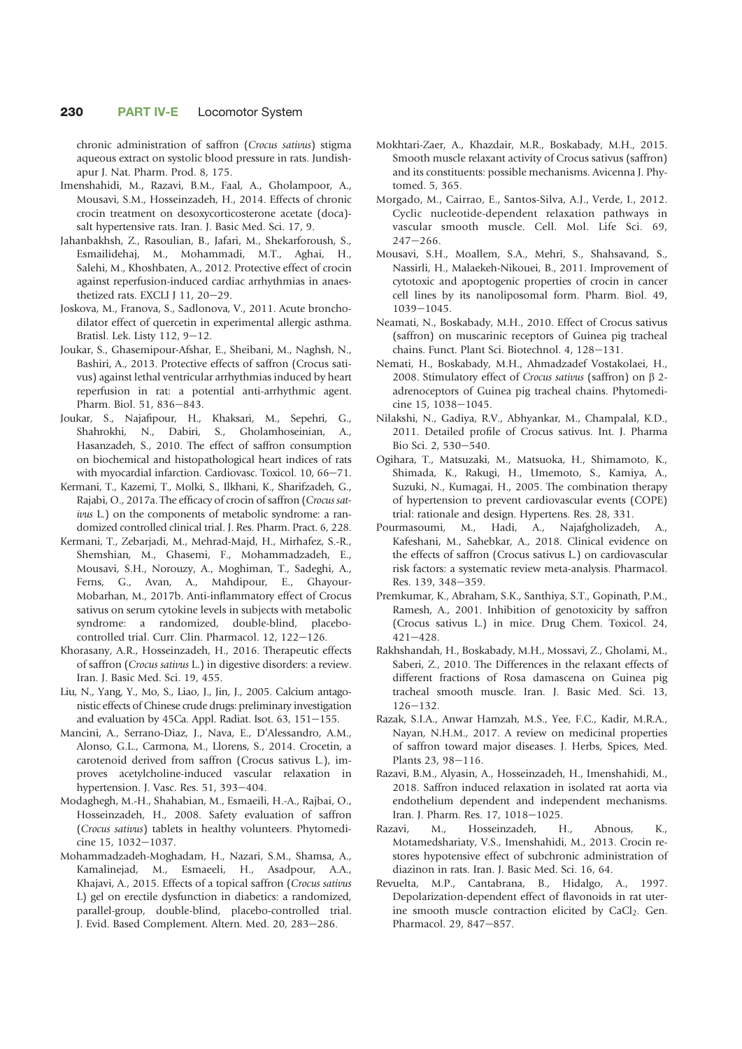chronic administration of saffron (*Crocus sativus*) stigma aqueous extract on systolic blood pressure in rats. Jundishapur J. Nat. Pharm. Prod. 8, 175.

Imenshahidi, M., Razavi, B.M., Faal, A., Gholampoor, A., Mousavi, S.M., Hosseinzadeh, H., 2014. Effects of chronic crocin treatment on desoxycorticosterone acetate (doca)-salt hypertensive rats. Iran. J. Basic Med. Sci. 17, 9.

Jahanbakhsh, Z., Rasoulian, B., Jafari, M., Shekarforoush, S., Esmailidehaj, M., Mohammadi, M.T., Aghai, H., Salehi, M., Khoshbaten, A., 2012. Protective effect of crocin against reperfusion-induced cardiac arrhythmias in anaesthetized rats. EXCLI J 11, 20–29.

Joskova, M., Franova, S., Sadlonova, V., 2011. Acute bronchodilator effect of quercetin in experimental allergic asthma. Bratisl. Lek. Listy 112, 9–12.

Joukar, S., Ghasemipour-Afshar, E., Sheibani, M., Naghsh, N., Bashiri, A., 2013. Protective effects of saffron (Crocus sativus) against lethal ventricular arrhythmias induced by heart reperfusion in rat: a potential anti-arrhythmic agent. Pharm. Biol. 51, 836–843.

Joukar, S., Najafipour, H., Khaksari, M., Sepehri, G., Shahrokhi, N., Dabiri, S., Gholamhoseinian, A., Hasanzadeh, S., 2010. The effect of saffron consumption on biochemical and histopathological heart indices of rats with myocardial infarction. Cardiovasc. Toxicol. 10, 66–71.

Kermani, T., Kazemi, T., Molki, S., Ilkhani, K., Sharifzadeh, G., Rajabi, O., 2017a. The efficacy of crocin of saffron (*Crocus sativus* L.) on the components of metabolic syndrome: a randomized controlled clinical trial. J. Res. Pharm. Pract. 6, 228.

Kermani, T., Zebarjadi, M., Mehrad-Majd, H., Mirhafez, S.-R., Shemshian, M., Ghasemi, F., Mohammadzadeh, E., Mousavi, S.H., Norouzy, A., Moghiman, T., Sadeghi, A., Ferns, G., Avan, A., Mahdipour, E., Ghayour-Mobarhan, M., 2017b. Anti-inflammatory effect of Crocus sativus on serum cytokine levels in subjects with metabolic syndrome: a randomized, double-blind, placebo-controlled trial. Curr. Clin. Pharmacol. 12, 122–126.

Khorasany, A.R., Hosseinzadeh, H., 2016. Therapeutic effects of saffron (*Crocus sativus* L.) in digestive disorders: a review. Iran. J. Basic Med. Sci. 19, 455.

Liu, N., Yang, Y., Mo, S., Liao, J., Jin, J., 2005. Calcium antagonistic effects of Chinese crude drugs: preliminary investigation and evaluation by 45Ca. Appl. Radiat. Isot. 63, 151–155.

Mancini, A., Serrano-Diaz, J., Nava, E., D'Alessandro, A.M., Alonso, G.L., Carmona, M., Llorens, S., 2014. Crocetin, a carotenoid derived from saffron (Crocus sativus L.), improves acetylcholine-induced vascular relaxation in hypertension. J. Vasc. Res. 51, 393–404.

Modaghegh, M.-H., Shahabian, M., Esmaeili, H.-A., Rajbai, O., Hosseinzadeh, H., 2008. Safety evaluation of saffron (*Crocus sativus*) tablets in healthy volunteers. Phytomedicine 15, 1032–1037.

Mohammadzadeh-Moghadam, H., Nazari, S.M., Shamsa, A., Kamalinejad, M., Esmaeeli, H., Asadpour, A.A., Khajavi, A., 2015. Effects of a topical saffron (*Crocus sativus* L) gel on erectile dysfunction in diabetics: a randomized, parallel-group, double-blind, placebo-controlled trial. J. Evid. Based Complement. Altern. Med. 20, 283–286.

Mokhtari-Zaer, A., Khazdair, M.R., Boskabady, M.H., 2015. Smooth muscle relaxant activity of Crocus sativus (saffron) and its constituents: possible mechanisms. Avicenna J. Phytomed. 5, 365.

Morgado, M., Cairrao, E., Santos-Silva, A.J., Verde, I., 2012. Cyclic nucleotide-dependent relaxation pathways in vascular smooth muscle. Cell. Mol. Life Sci. 69, 247–266.

Mousavi, S.H., Moallem, S.A., Mehri, S., Shahsavand, S., Nassirli, H., Malaekeh-Nikouei, B., 2011. Improvement of cytotoxic and apoptogenic properties of crocin in cancer cell lines by its nanoliposomal form. Pharm. Biol. 49, 1039–1045.

Neamati, N., Boskabady, M.H., 2010. Effect of Crocus sativus (saffron) on muscarinic receptors of Guinea pig tracheal chains. Funct. Plant Sci. Biotechnol. 4, 128–131.

Nemati, H., Boskabady, M.H., Ahmadzadef Vostakolaei, H., 2008. Stimulatory effect of *Crocus sativus* (saffron) on β 2-adrenoceptors of Guinea pig tracheal chains. Phytomedicine 15, 1038–1045.

Nilakshi, N., Gadiya, R.V., Abhyankar, M., Champalal, K.D., 2011. Detailed profile of Crocus sativus. Int. J. Pharma Bio Sci. 2, 530–540.

Ogihara, T., Matsuzaki, M., Matsuoka, H., Shimamoto, K., Shimada, K., Rakugi, H., Umemoto, S., Kamiya, A., Suzuki, N., Kumagai, H., 2005. The combination therapy of hypertension to prevent cardiovascular events (COPE) trial: rationale and design. Hypertens. Res. 28, 331.

Pourmasoumi, M., Hadi, A., Najafgholizadeh, A., Kafeshani, M., Sahebkar, A., 2018. Clinical evidence on the effects of saffron (Crocus sativus L.) on cardiovascular risk factors: a systematic review meta-analysis. Pharmacol. Res. 139, 348–359.

Premkumar, K., Abraham, S.K., Santhiya, S.T., Gopinath, P.M., Ramesh, A., 2001. Inhibition of genotoxicity by saffron (Crocus sativus L.) in mice. Drug Chem. Toxicol. 24, 421–428.

Rakhshandah, H., Boskabady, M.H., Mossavi, Z., Gholami, M., Saberi, Z., 2010. The Differences in the relaxant effects of different fractions of Rosa damascena on Guinea pig tracheal smooth muscle. Iran. J. Basic Med. Sci. 13, 126–132.

Razak, S.I.A., Anwar Hamzah, M.S., Yee, F.C., Kadir, M.R.A., Nayan, N.H.M., 2017. A review on medicinal properties of saffron toward major diseases. J. Herbs, Spices, Med. Plants 23, 98–116.

Razavi, B.M., Alyasin, A., Hosseinzadeh, H., Imenshahidi, M., 2018. Saffron induced relaxation in isolated rat aorta via endothelium dependent and independent mechanisms. Iran. J. Pharm. Res. 17, 1018–1025.

Razavi, M., Hosseinzadeh, H., Abnous, K., Motamedshariaty, V.S., Imenshahidi, M., 2013. Crocin restores hypotensive effect of subchronic administration of diazinon in rats. Iran. J. Basic Med. Sci. 16, 64.

Revuelta, M.P., Cantabrana, B., Hidalgo, A., 1997. Depolarization-dependent effect of flavonoids in rat uterine smooth muscle contraction elicited by $CaCl_2$. Gen. Pharmacol. 29, 847–857.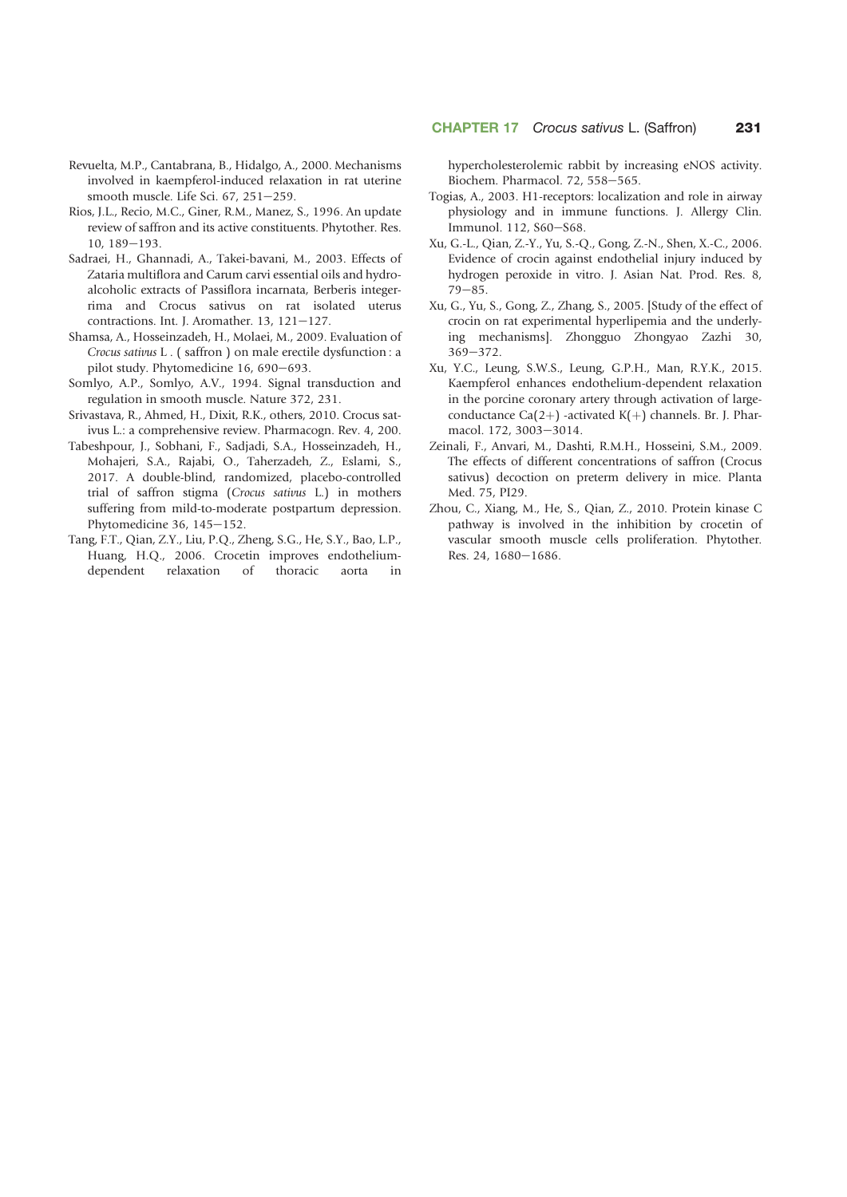Revuelta, M.P., Cantabrana, B., Hidalgo, A., 2000. Mechanisms involved in kaempferol-induced relaxation in rat uterine smooth muscle. Life Sci. 67, 251–259.

Rios, J.L., Recio, M.C., Giner, R.M., Manez, S., 1996. An update review of saffron and its active constituents. Phytother. Res. 10, 189–193.

Sadraei, H., Ghannadi, A., Takei-bavani, M., 2003. Effects of Zataria multiflora and Carum carvi essential oils and hydroalcoholic extracts of Passiflora incarnata, Berberis integerrima and Crocus sativus on rat isolated uterus contractions. Int. J. Aromather. 13, 121–127.

Shamsa, A., Hosseinzadeh, H., Molaei, M., 2009. Evaluation of *Crocus sativus* L . ( saffron ) on male erectile dysfunction : a pilot study. Phytomedicine 16, 690–693.

Somlyo, A.P., Somlyo, A.V., 1994. Signal transduction and regulation in smooth muscle. Nature 372, 231.

Srivastava, R., Ahmed, H., Dixit, R.K., others, 2010. Crocus sativus L.: a comprehensive review. Pharmacogn. Rev. 4, 200.

Tabeshpour, J., Sobhani, F., Sadjadi, S.A., Hosseinzadeh, H., Mohajeri, S.A., Rajabi, O., Taherzadeh, Z., Eslami, S., 2017. A double-blind, randomized, placebo-controlled trial of saffron stigma (*Crocus sativus* L.) in mothers suffering from mild-to-moderate postpartum depression. Phytomedicine 36, 145–152.

Tang, F.T., Qian, Z.Y., Liu, P.Q., Zheng, S.G., He, S.Y., Bao, L.P., Huang, H.Q., 2006. Crocetin improves endothelium-dependent relaxation of thoracic aorta in hypercholesterolemic rabbit by increasing eNOS activity. Biochem. Pharmacol. 72, 558–565.

Togias, A., 2003. H1-receptors: localization and role in airway physiology and in immune functions. J. Allergy Clin. Immunol. 112, S60–S68.

Xu, G.-L., Qian, Z.-Y., Yu, S.-Q., Gong, Z.-N., Shen, X.-C., 2006. Evidence of crocin against endothelial injury induced by hydrogen peroxide in vitro. J. Asian Nat. Prod. Res. 8, 79–85.

Xu, G., Yu, S., Gong, Z., Zhang, S., 2005. [Study of the effect of crocin on rat experimental hyperlipemia and the underlying mechanisms]. Zhongguo Zhongyao Zazhi 30, 369–372.

Xu, Y.C., Leung, S.W.S., Leung, G.P.H., Man, R.Y.K., 2015. Kaempferol enhances endothelium-dependent relaxation in the porcine coronary artery through activation of large-conductance $Ca(2+)$ -activated $K(+)$ channels. Br. J. Pharmacol. 172, 3003–3014.

Zeinali, F., Anvari, M., Dashti, R.M.H., Hosseini, S.M., 2009. The effects of different concentrations of saffron (Crocus sativus) decoction on preterm delivery in mice. Planta Med. 75, PI29.

Zhou, C., Xiang, M., He, S., Qian, Z., 2010. Protein kinase C pathway is involved in the inhibition by crocetin of vascular smooth muscle cells proliferation. Phytother. Res. 24, 1680–1686.